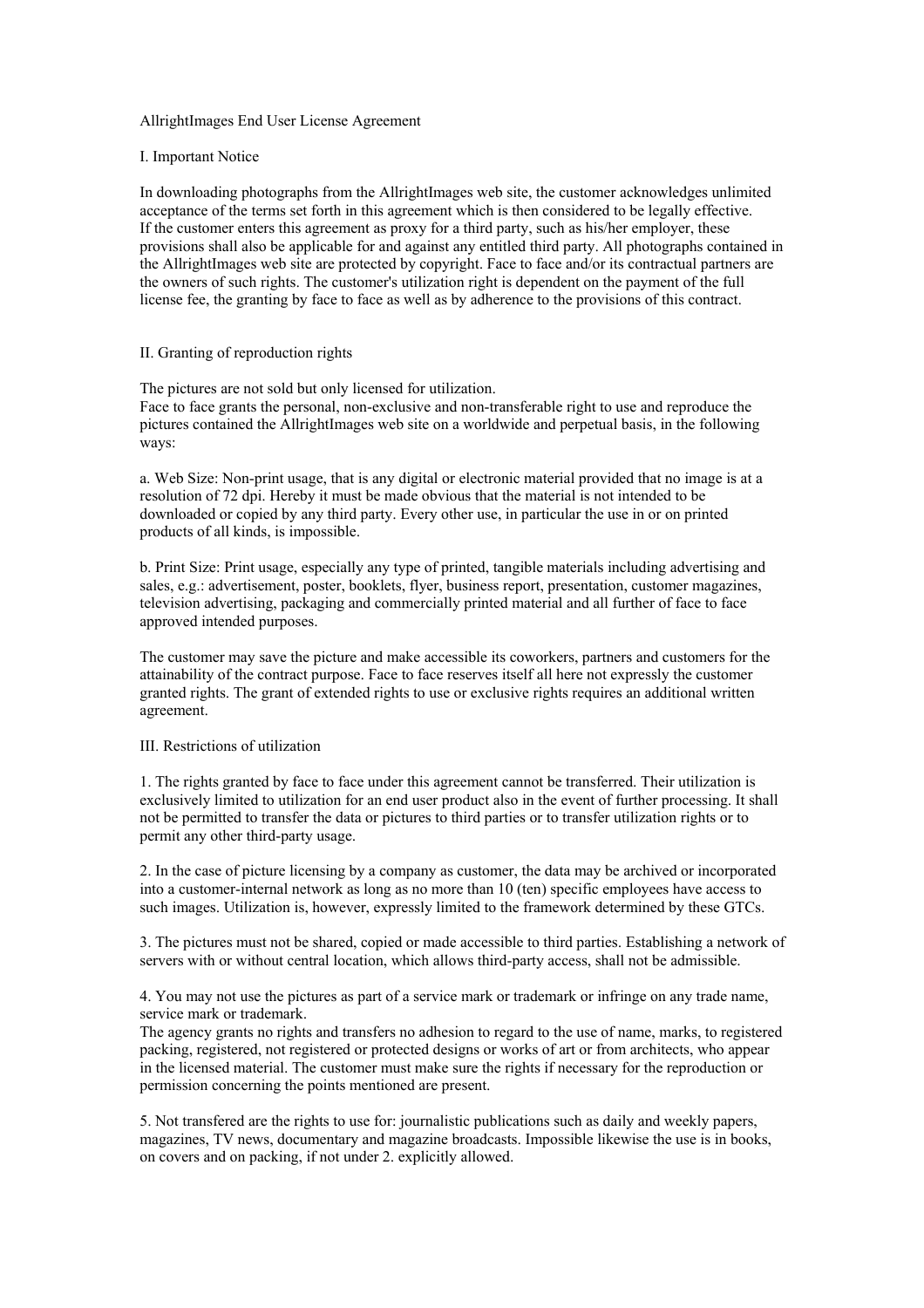# AllrightImages End User License Agreement

## I. Important Notice

In downloading photographs from the AllrightImages web site, the customer acknowledges unlimited acceptance of the terms set forth in this agreement which is then considered to be legally effective.
If the customer enters this agreement as proxy for a third party, such as his/her employer, these provisions shall also be applicable for and against any entitled third party. All photographs contained in the AllrightImages web site are protected by copyright. Face to face and/or its contractual partners are the owners of such rights. The customer's utilization right is dependent on the payment of the full license fee, the granting by face to face as well as by adherence to the provisions of this contract.

## II. Granting of reproduction rights

The pictures are not sold but only licensed for utilization.
Face to face grants the personal, non-exclusive and non-transferable right to use and reproduce the pictures contained the AllrightImages web site on a worldwide and perpetual basis, in the following ways:

a. Web Size: Non-print usage, that is any digital or electronic material provided that no image is at a resolution of 72 dpi. Hereby it must be made obvious that the material is not intended to be downloaded or copied by any third party. Every other use, in particular the use in or on printed products of all kinds, is impossible.

b. Print Size: Print usage, especially any type of printed, tangible materials including advertising and sales, e.g.: advertisement, poster, booklets, flyer, business report, presentation, customer magazines, television advertising, packaging and commercially printed material and all further of face to face approved intended purposes.

The customer may save the picture and make accessible its coworkers, partners and customers for the attainability of the contract purpose. Face to face reserves itself all here not expressly the customer granted rights. The grant of extended rights to use or exclusive rights requires an additional written agreement.

## III. Restrictions of utilization

1. The rights granted by face to face under this agreement cannot be transferred. Their utilization is exclusively limited to utilization for an end user product also in the event of further processing. It shall not be permitted to transfer the data or pictures to third parties or to transfer utilization rights or to permit any other third-party usage.

2. In the case of picture licensing by a company as customer, the data may be archived or incorporated into a customer-internal network as long as no more than 10 (ten) specific employees have access to such images. Utilization is, however, expressly limited to the framework determined by these GTCs.

3. The pictures must not be shared, copied or made accessible to third parties. Establishing a network of servers with or without central location, which allows third-party access, shall not be admissible.

4. You may not use the pictures as part of a service mark or trademark or infringe on any trade name, service mark or trademark.
The agency grants no rights and transfers no adhesion to regard to the use of name, marks, to registered packing, registered, not registered or protected designs or works of art or from architects, who appear in the licensed material. The customer must make sure the rights if necessary for the reproduction or permission concerning the points mentioned are present.

5. Not transfered are the rights to use for: journalistic publications such as daily and weekly papers, magazines, TV news, documentary and magazine broadcasts. Impossible likewise the use is in books, on covers and on packing, if not under 2. explicitly allowed.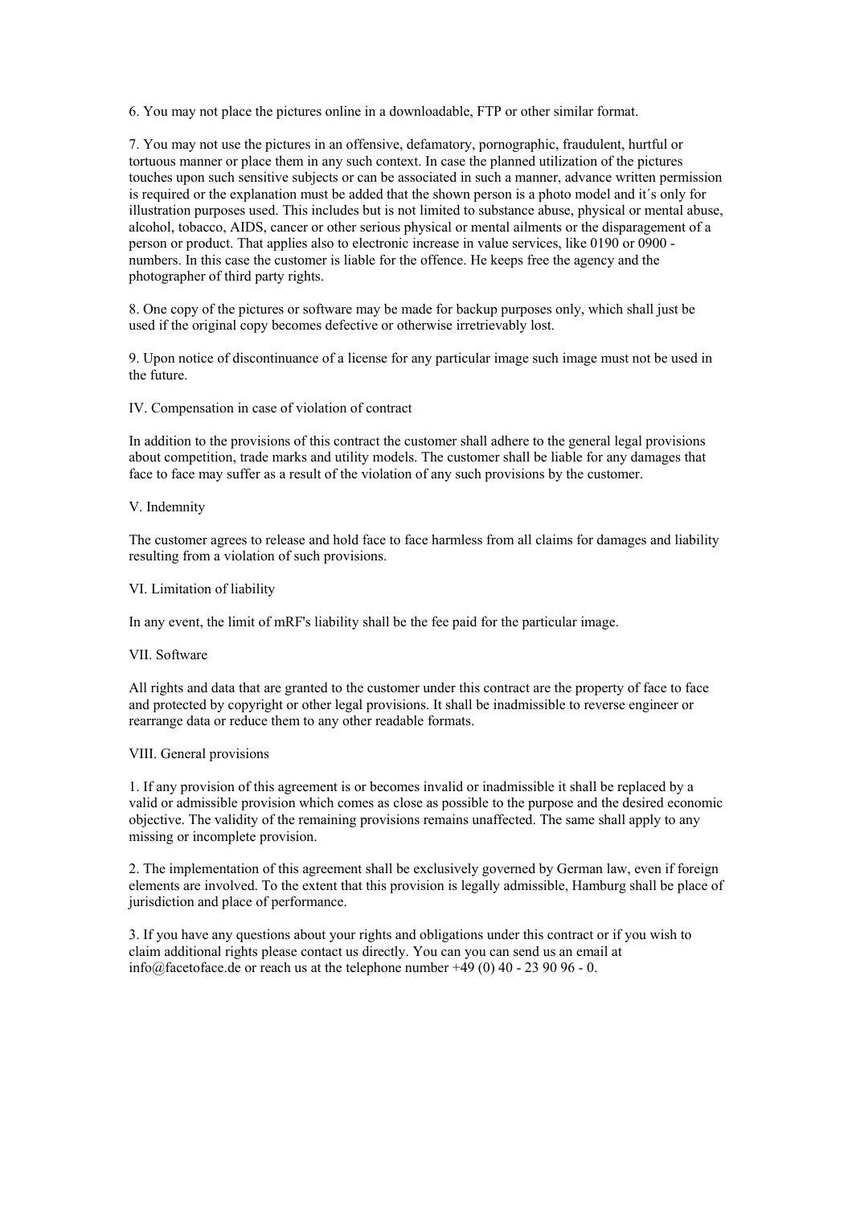6. You may not place the pictures online in a downloadable, FTP or other similar format.

7. You may not use the pictures in an offensive, defamatory, pornographic, fraudulent, hurtful or tortuous manner or place them in any such context. In case the planned utilization of the pictures touches upon such sensitive subjects or can be associated in such a manner, advance written permission is required or the explanation must be added that the shown person is a photo model and it´s only for illustration purposes used. This includes but is not limited to substance abuse, physical or mental abuse, alcohol, tobacco, AIDS, cancer or other serious physical or mental ailments or the disparagement of a person or product. That applies also to electronic increase in value services, like 0190 or 0900 - numbers. In this case the customer is liable for the offence. He keeps free the agency and the photographer of third party rights.

8. One copy of the pictures or software may be made for backup purposes only, which shall just be used if the original copy becomes defective or otherwise irretrievably lost.

9. Upon notice of discontinuance of a license for any particular image such image must not be used in the future.

## IV. Compensation in case of violation of contract

In addition to the provisions of this contract the customer shall adhere to the general legal provisions about competition, trade marks and utility models. The customer shall be liable for any damages that face to face may suffer as a result of the violation of any such provisions by the customer.

## V. Indemnity

The customer agrees to release and hold face to face harmless from all claims for damages and liability resulting from a violation of such provisions.

## VI. Limitation of liability

In any event, the limit of mRF's liability shall be the fee paid for the particular image.

## VII. Software

All rights and data that are granted to the customer under this contract are the property of face to face and protected by copyright or other legal provisions. It shall be inadmissible to reverse engineer or rearrange data or reduce them to any other readable formats.

## VIII. General provisions

1. If any provision of this agreement is or becomes invalid or inadmissible it shall be replaced by a valid or admissible provision which comes as close as possible to the purpose and the desired economic objective. The validity of the remaining provisions remains unaffected. The same shall apply to any missing or incomplete provision.

2. The implementation of this agreement shall be exclusively governed by German law, even if foreign elements are involved. To the extent that this provision is legally admissible, Hamburg shall be place of jurisdiction and place of performance.

3. If you have any questions about your rights and obligations under this contract or if you wish to claim additional rights please contact us directly. You can you can send us an email at info@facetoface.de or reach us at the telephone number +49 (0) 40 - 23 90 96 - 0.